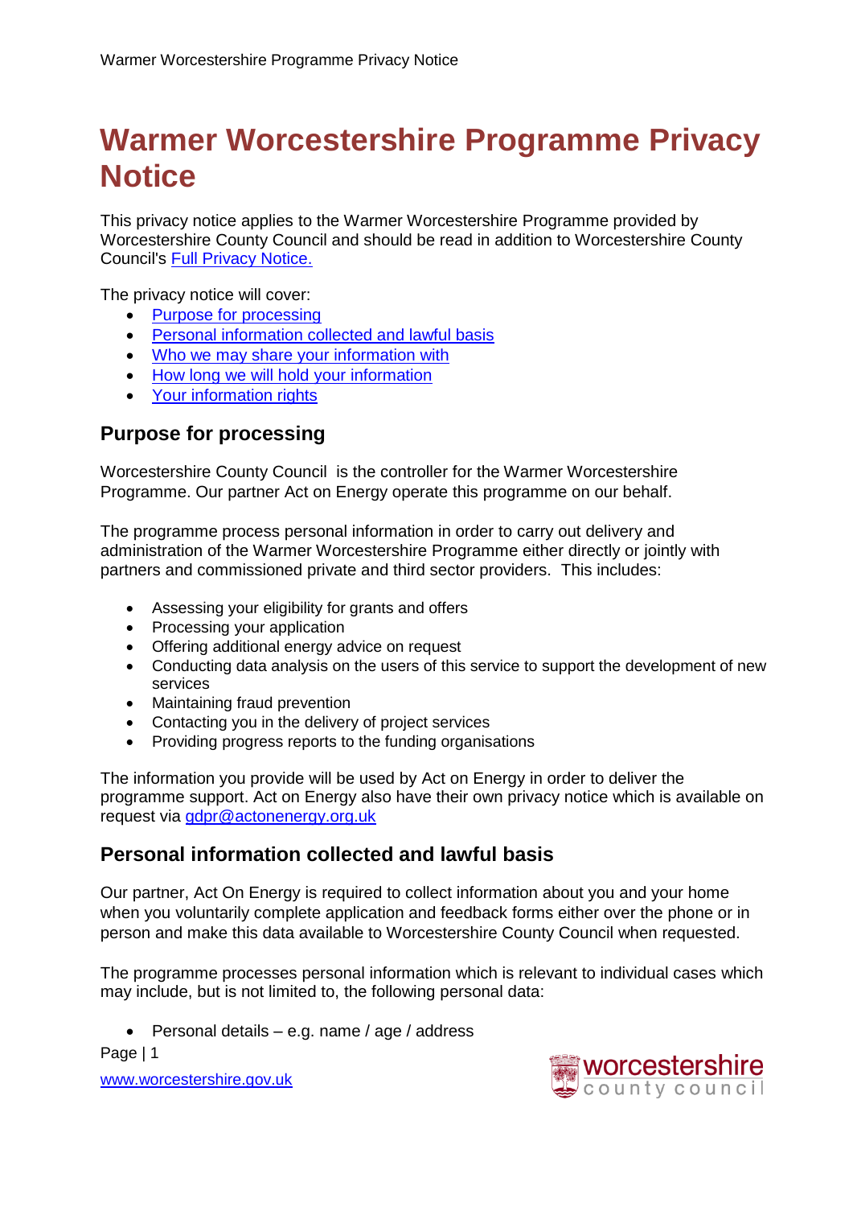# Warmer Worcestershire Programme Privacy Notice

This privacy notice applies to the Warmer Worcestershire Programme provided by Worcestershire County Council and should be read in addition to Worcestershire County Council's Full Privacy Notice.

The privacy notice will cover:

- Purpose for processing
- Personal information collected and lawful basis
- Who we may share your information with
- How long we will hold your information
- Your information rights

## Purpose for processing

Worcestershire County Council is the controller for the Warmer Worcestershire Programme. Our partner Act on Energy operate this programme on our behalf.

The programme process personal information in order to carry out delivery and administration of the Warmer Worcestershire Programme either directly or jointly with partners and commissioned private and third sector providers. This includes:

- Assessing your eligibility for grants and offers
- Processing your application
- Offering additional energy advice on request
- Conducting data analysis on the users of this service to support the development of new services
- Maintaining fraud prevention
- Contacting you in the delivery of project services
- Providing progress reports to the funding organisations

The information you provide will be used by Act on Energy in order to deliver the programme support. Act on Energy also have their own privacy notice which is available on request via gdpr@actonenergy.org.uk

## Personal information collected and lawful basis

Our partner, Act On Energy is required to collect information about you and your home when you voluntarily complete application and feedback forms either over the phone or in person and make this data available to Worcestershire County Council when requested.

The programme processes personal information which is relevant to individual cases which may include, but is not limited to, the following personal data:

- Personal details – e.g. name / age / address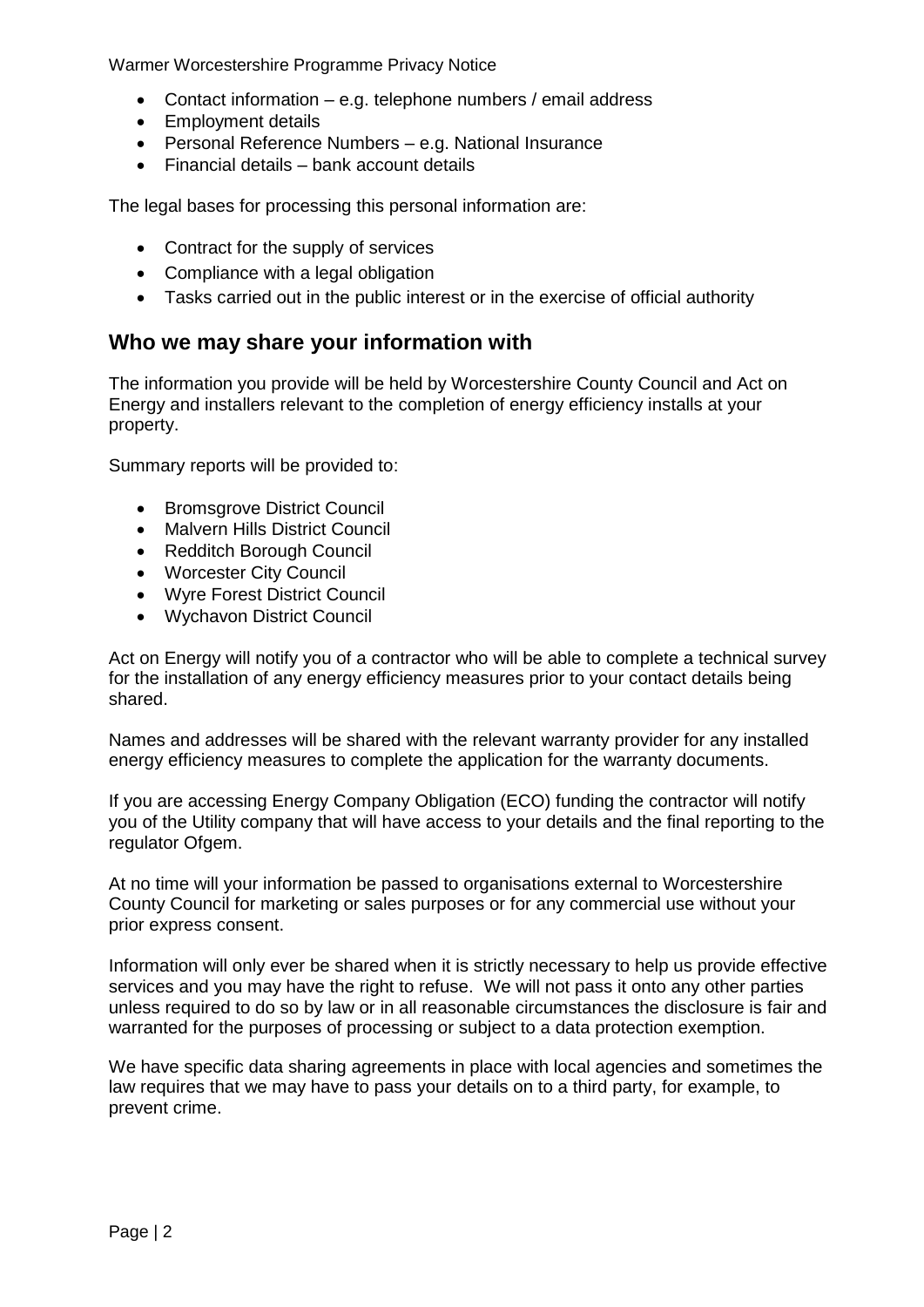- Contact information – e.g. telephone numbers / email address
- Employment details
- Personal Reference Numbers – e.g. National Insurance
- Financial details – bank account details

The legal bases for processing this personal information are:

- Contract for the supply of services
- Compliance with a legal obligation
- Tasks carried out in the public interest or in the exercise of official authority

## Who we may share your information with

The information you provide will be held by Worcestershire County Council and Act on Energy and installers relevant to the completion of energy efficiency installs at your property.

Summary reports will be provided to:

- Bromsgrove District Council
- Malvern Hills District Council
- Redditch Borough Council
- Worcester City Council
- Wyre Forest District Council
- Wychavon District Council

Act on Energy will notify you of a contractor who will be able to complete a technical survey for the installation of any energy efficiency measures prior to your contact details being shared.

Names and addresses will be shared with the relevant warranty provider for any installed energy efficiency measures to complete the application for the warranty documents.

If you are accessing Energy Company Obligation (ECO) funding the contractor will notify you of the Utility company that will have access to your details and the final reporting to the regulator Ofgem.

At no time will your information be passed to organisations external to Worcestershire County Council for marketing or sales purposes or for any commercial use without your prior express consent.

Information will only ever be shared when it is strictly necessary to help us provide effective services and you may have the right to refuse. We will not pass it onto any other parties unless required to do so by law or in all reasonable circumstances the disclosure is fair and warranted for the purposes of processing or subject to a data protection exemption.

We have specific data sharing agreements in place with local agencies and sometimes the law requires that we may have to pass your details on to a third party, for example, to prevent crime.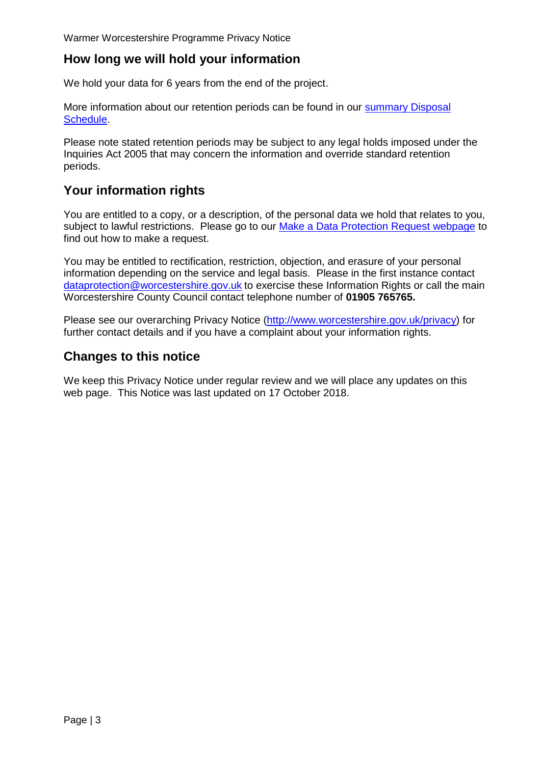## How long we will hold your information

We hold your data for 6 years from the end of the project.

More information about our retention periods can be found in our summary Disposal Schedule.

Please note stated retention periods may be subject to any legal holds imposed under the Inquiries Act 2005 that may concern the information and override standard retention periods.

## Your information rights

You are entitled to a copy, or a description, of the personal data we hold that relates to you, subject to lawful restrictions. Please go to our Make a Data Protection Request webpage to find out how to make a request.

You may be entitled to rectification, restriction, objection, and erasure of your personal information depending on the service and legal basis. Please in the first instance contact dataprotection@worcestershire.gov.uk to exercise these Information Rights or call the main Worcestershire County Council contact telephone number of **01905 765765.**

Please see our overarching Privacy Notice (http://www.worcestershire.gov.uk/privacy) for further contact details and if you have a complaint about your information rights.

## Changes to this notice

We keep this Privacy Notice under regular review and we will place any updates on this web page. This Notice was last updated on 17 October 2018.